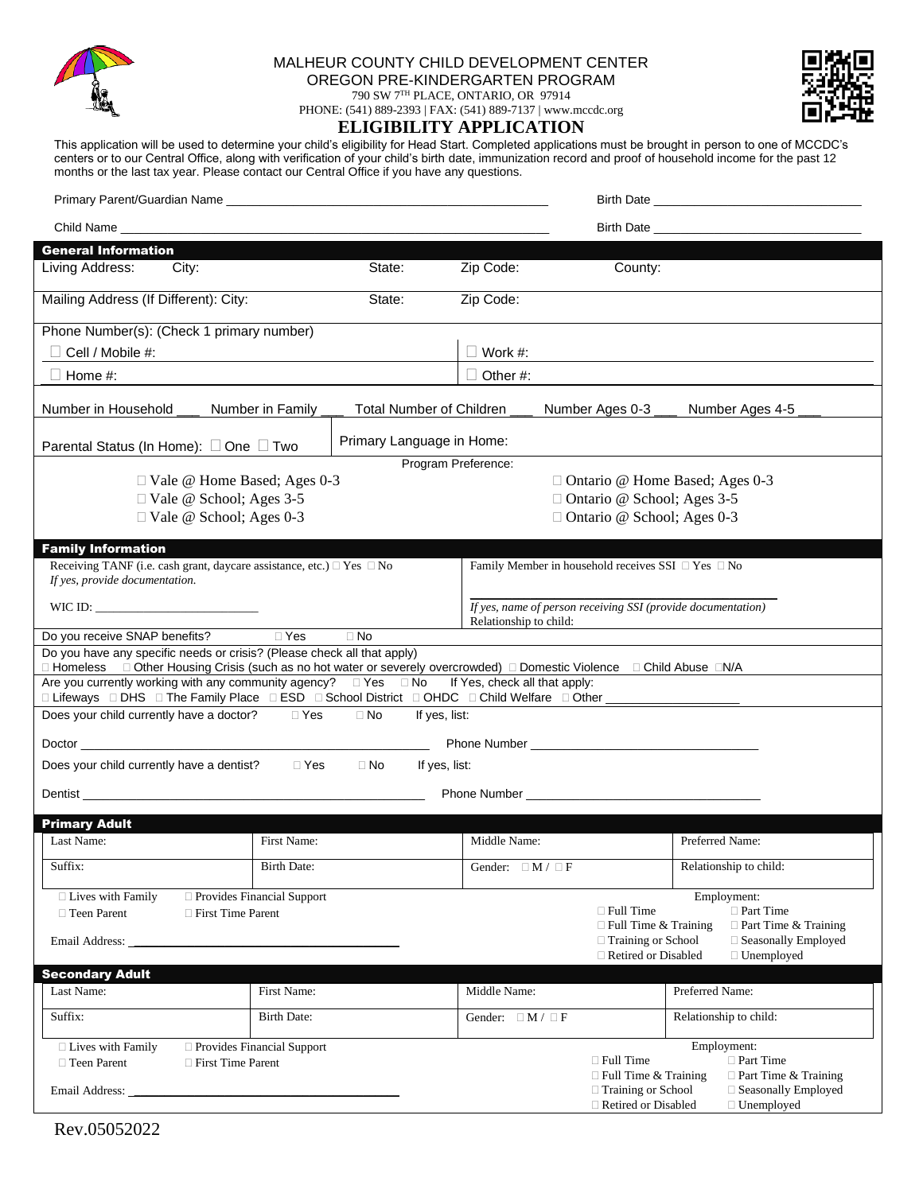MALHEUR COUNTY CHILD DEVELOPMENT CENTER
OREGON PRE-KINDERGARTEN PROGRAM
790 SW 7TH PLACE, ONTARIO, OR 97914
PHONE: (541) 889-2393 | FAX: (541) 889-7137 | www.mccdc.org

# ELIGIBILITY APPLICATION

This application will be used to determine your child's eligibility for Head Start. Completed applications must be brought in person to one of MCCDC's centers or to our Central Office, along with verification of your child's birth date, immunization record and proof of household income for the past 12 months or the last tax year. Please contact our Central Office if you have any questions.

Primary Parent/Guardian Name ______________________________ Birth Date ____________________

Child Name ______________________________ Birth Date ____________________

## General Information

Living Address: City: State: Zip Code: County:

Mailing Address (If Different): City: State: Zip Code:

Phone Number(s): (Check 1 primary number)

☐ Cell / Mobile #: ☐ Work #:

☐ Home #: ☐ Other #:

Number in Household ___ Number in Family ___ Total Number of Children ___ Number Ages 0-3 ___ Number Ages 4-5 ___

Parental Status (In Home): ☐ One ☐ Two

Primary Language in Home:

Program Preference:

- ☐ Vale @ Home Based; Ages 0-3
- ☐ Vale @ School; Ages 3-5
- ☐ Vale @ School; Ages 0-3
- ☐ Ontario @ Home Based; Ages 0-3
- ☐ Ontario @ School; Ages 3-5
- ☐ Ontario @ School; Ages 0-3

## Family Information

Receiving TANF (i.e. cash grant, daycare assistance, etc.) ☐ Yes ☐ No
*If yes, provide documentation.*

WIC ID: ____________________

Family Member in household receives SSI ☐ Yes ☐ No

____________________
*If yes, name of person receiving SSI (provide documentation)*
Relationship to child:

Do you receive SNAP benefits? ☐ Yes ☐ No

Do you have any specific needs or crisis? (Please check all that apply)
☐ Homeless ☐ Other Housing Crisis (such as no hot water or severely overcrowded) ☐ Domestic Violence ☐ Child Abuse ☐N/A

Are you currently working with any community agency? ☐ Yes ☐ No If Yes, check all that apply:
☐ Lifeways ☐ DHS ☐ The Family Place ☐ ESD ☐ School District ☐ OHDC ☐ Child Welfare ☐ Other ____________________

Does your child currently have a doctor? ☐ Yes ☐ No If yes, list:

Doctor ______________________________ Phone Number ____________________

Does your child currently have a dentist? ☐ Yes ☐ No If yes, list:

Dentist ______________________________ Phone Number ____________________

## Primary Adult

| Last Name: | First Name: | Middle Name: | Preferred Name: |
|---|---|---|---|
| Suffix: | Birth Date: | Gender: ☐ M / ☐ F | Relationship to child: |

☐ Lives with Family ☐ Provides Financial Support
☐ Teen Parent ☐ First Time Parent

Email Address: ______________________________

Employment:
☐ Full Time ☐ Part Time
☐ Full Time & Training ☐ Part Time & Training
☐ Training or School ☐ Seasonally Employed
☐ Retired or Disabled ☐ Unemployed

## Secondary Adult

| Last Name: | First Name: | Middle Name: | Preferred Name: |
|---|---|---|---|
| Suffix: | Birth Date: | Gender: ☐ M / ☐ F | Relationship to child: |

☐ Lives with Family ☐ Provides Financial Support
☐ Teen Parent ☐ First Time Parent

Email Address: ______________________________

Employment:
☐ Full Time ☐ Part Time
☐ Full Time & Training ☐ Part Time & Training
☐ Training or School ☐ Seasonally Employed
☐ Retired or Disabled ☐ Unemployed

Rev.05052022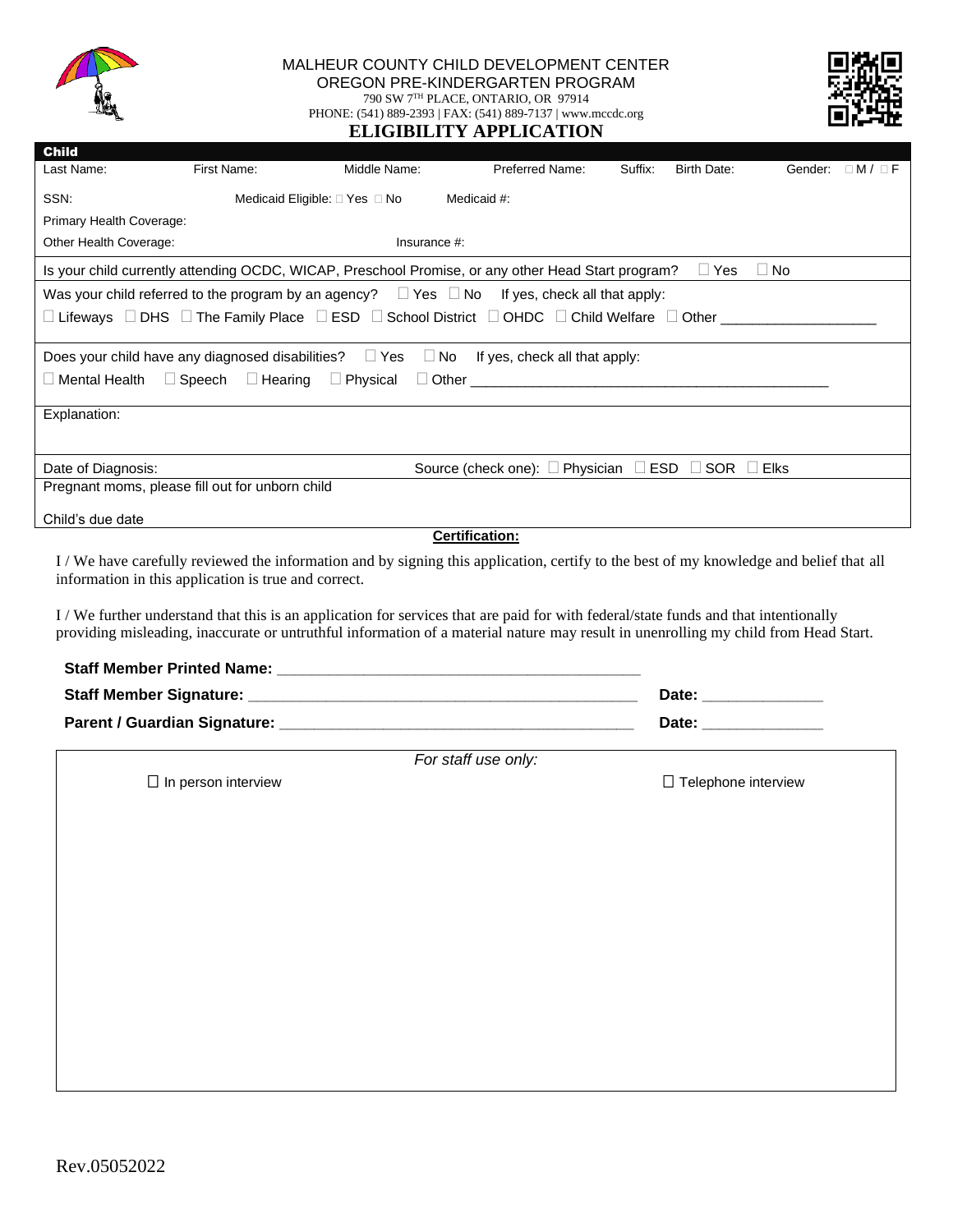MALHEUR COUNTY CHILD DEVELOPMENT CENTER
OREGON PRE-KINDERGARTEN PROGRAM
790 SW 7TH PLACE, ONTARIO, OR 97914
PHONE: (541) 889-2393 | FAX: (541) 889-7137 | www.mccdc.org

# ELIGIBILITY APPLICATION

**Child**

Last Name: First Name: Middle Name: Preferred Name: Suffix: Birth Date: Gender: ☐ M / ☐ F

SSN: Medicaid Eligible: ☐ Yes ☐ No Medicaid #:

Primary Health Coverage:

Other Health Coverage: Insurance #:

Is your child currently attending OCDC, WICAP, Preschool Promise, or any other Head Start program? ☐ Yes ☐ No

Was your child referred to the program by an agency? ☐ Yes ☐ No If yes, check all that apply:

☐ Lifeways ☐ DHS ☐ The Family Place ☐ ESD ☐ School District ☐ OHDC ☐ Child Welfare ☐ Other ___________________

Does your child have any diagnosed disabilities? ☐ Yes ☐ No If yes, check all that apply:

☐ Mental Health ☐ Speech ☐ Hearing ☐ Physical ☐ Other ____________________________________________

Explanation:

Date of Diagnosis: Source (check one): ☐ Physician ☐ ESD ☐ SOR ☐ Elks

Pregnant moms, please fill out for unborn child

Child's due date

**Certification:**

I / We have carefully reviewed the information and by signing this application, certify to the best of my knowledge and belief that all information in this application is true and correct.

I / We further understand that this is an application for services that are paid for with federal/state funds and that intentionally providing misleading, inaccurate or untruthful information of a material nature may result in unenrolling my child from Head Start.

**Staff Member Printed Name:** ____________________________________________

**Staff Member Signature:** ________________________________________________ **Date:** ______________

**Parent / Guardian Signature:** ___________________________________________ **Date:** ______________

*For staff use only:*

☐ In person interview ☐ Telephone interview

Rev.05052022